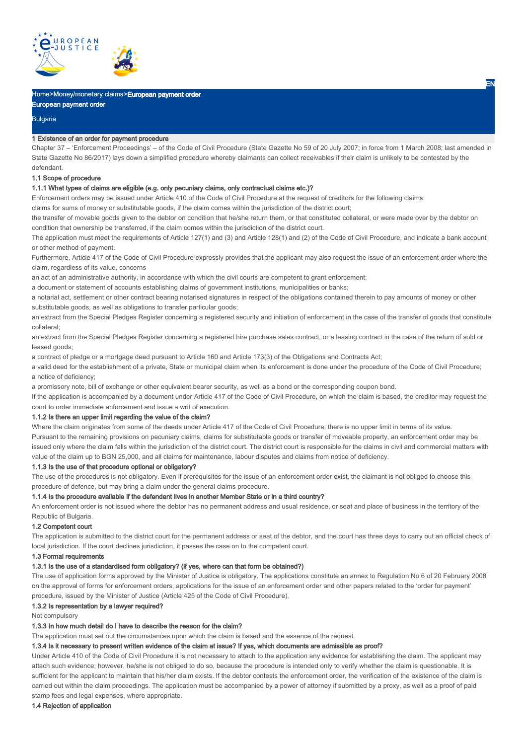Home>Money/monetary claims>European payment order

# European payment order

Bulgaria

## 1 Existence of an order for payment procedure

Chapter 37 – 'Enforcement Proceedings' – of the Code of Civil Procedure (State Gazette No 59 of 20 July 2007; in force from 1 March 2008; last amended in State Gazette No 86/2017) lays down a simplified procedure whereby claimants can collect receivables if their claim is unlikely to be contested by the defendant.

### 1.1 Scope of procedure

#### 1.1.1 What types of claims are eligible (e.g. only pecuniary claims, only contractual claims etc.)?

Enforcement orders may be issued under Article 410 of the Code of Civil Procedure at the request of creditors for the following claims:

claims for sums of money or substitutable goods, if the claim comes within the jurisdiction of the district court;

the transfer of movable goods given to the debtor on condition that he/she return them, or that constituted collateral, or were made over by the debtor on condition that ownership be transferred, if the claim comes within the jurisdiction of the district court.

The application must meet the requirements of Article 127(1) and (3) and Article 128(1) and (2) of the Code of Civil Procedure, and indicate a bank account or other method of payment.

Furthermore, Article 417 of the Code of Civil Procedure expressly provides that the applicant may also request the issue of an enforcement order where the claim, regardless of its value, concerns

an act of an administrative authority, in accordance with which the civil courts are competent to grant enforcement;

a document or statement of accounts establishing claims of government institutions, municipalities or banks;

a notarial act, settlement or other contract bearing notarised signatures in respect of the obligations contained therein to pay amounts of money or other substitutable goods, as well as obligations to transfer particular goods;

an extract from the Special Pledges Register concerning a registered security and initiation of enforcement in the case of the transfer of goods that constitute collateral;

an extract from the Special Pledges Register concerning a registered hire purchase sales contract, or a leasing contract in the case of the return of sold or leased goods;

a contract of pledge or a mortgage deed pursuant to Article 160 and Article 173(3) of the Obligations and Contracts Act;

a valid deed for the establishment of a private, State or municipal claim when its enforcement is done under the procedure of the Code of Civil Procedure;

a notice of deficiency;

a promissory note, bill of exchange or other equivalent bearer security, as well as a bond or the corresponding coupon bond.

If the application is accompanied by a document under Article 417 of the Code of Civil Procedure, on which the claim is based, the creditor may request the court to order immediate enforcement and issue a writ of execution.

#### 1.1.2 Is there an upper limit regarding the value of the claim?

Where the claim originates from some of the deeds under Article 417 of the Code of Civil Procedure, there is no upper limit in terms of its value.

Pursuant to the remaining provisions on pecuniary claims, claims for substitutable goods or transfer of moveable property, an enforcement order may be issued only where the claim falls within the jurisdiction of the district court. The district court is responsible for the claims in civil and commercial matters with value of the claim up to BGN 25,000, and all claims for maintenance, labour disputes and claims from notice of deficiency.

#### 1.1.3 Is the use of that procedure optional or obligatory?

The use of the procedures is not obligatory. Even if prerequisites for the issue of an enforcement order exist, the claimant is not obliged to choose this procedure of defence, but may bring a claim under the general claims procedure.

#### 1.1.4 Is the procedure available if the defendant lives in another Member State or in a third country?

An enforcement order is not issued where the debtor has no permanent address and usual residence, or seat and place of business in the territory of the Republic of Bulgaria.

### 1.2 Competent court

The application is submitted to the district court for the permanent address or seat of the debtor, and the court has three days to carry out an official check of local jurisdiction. If the court declines jurisdiction, it passes the case on to the competent court.

### 1.3 Formal requirements

#### 1.3.1 Is the use of a standardised form obligatory? (if yes, where can that form be obtained?)

The use of application forms approved by the Minister of Justice is obligatory. The applications constitute an annex to Regulation No 6 of 20 February 2008 on the approval of forms for enforcement orders, applications for the issue of an enforcement order and other papers related to the 'order for payment' procedure, issued by the Minister of Justice (Article 425 of the Code of Civil Procedure).

#### 1.3.2 Is representation by a lawyer required?

Not compulsory

#### 1.3.3 In how much detail do I have to describe the reason for the claim?

The application must set out the circumstances upon which the claim is based and the essence of the request.

#### 1.3.4 Is it necessary to present written evidence of the claim at issue? If yes, which documents are admissible as proof?

Under Article 410 of the Code of Civil Procedure it is not necessary to attach to the application any evidence for establishing the claim. The applicant may attach such evidence; however, he/she is not obliged to do so, because the procedure is intended only to verify whether the claim is questionable. It is sufficient for the applicant to maintain that his/her claim exists. If the debtor contests the enforcement order, the verification of the existence of the claim is carried out within the claim proceedings. The application must be accompanied by a power of attorney if submitted by a proxy, as well as a proof of paid stamp fees and legal expenses, where appropriate.

### 1.4 Rejection of application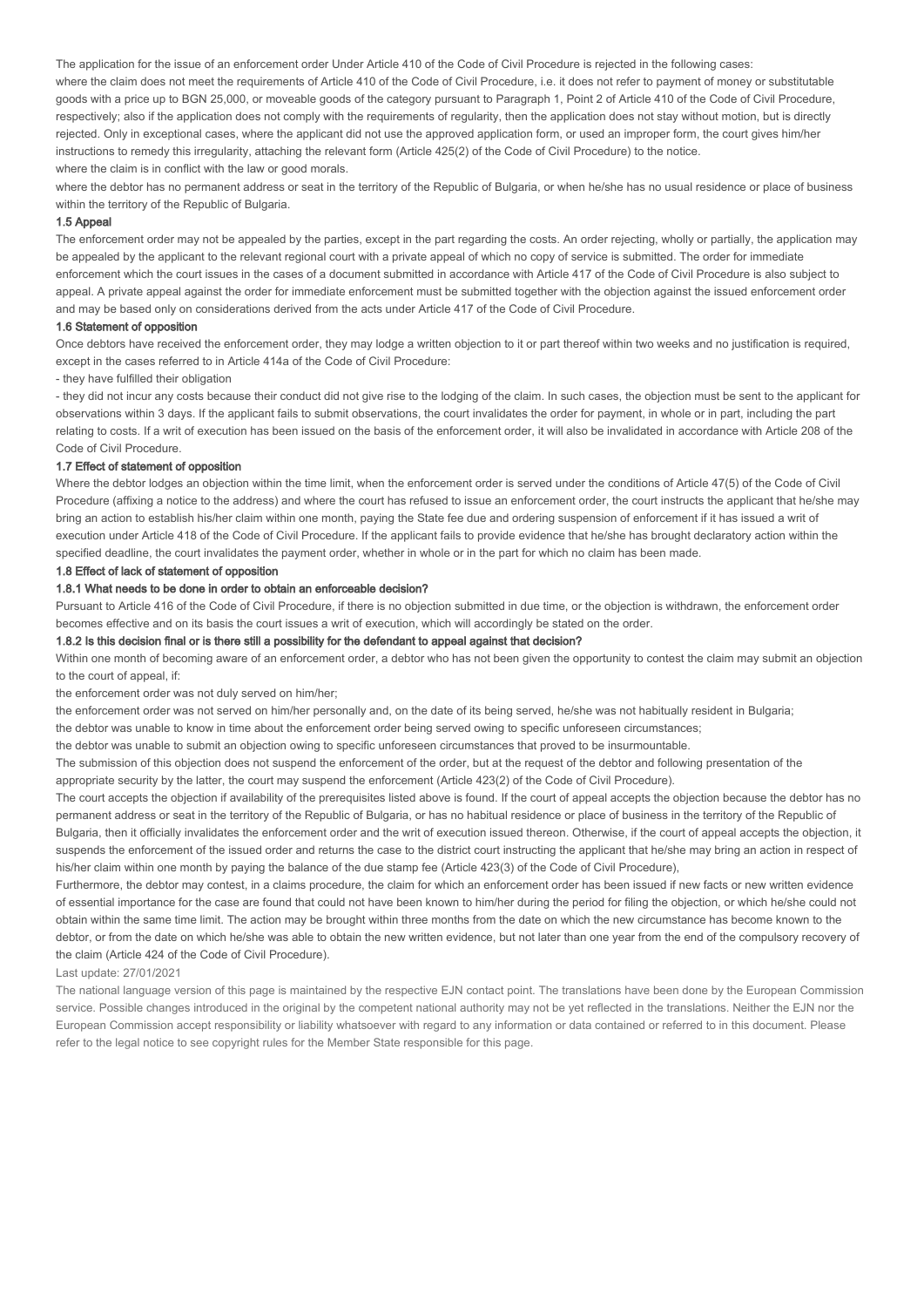The application for the issue of an enforcement order Under Article 410 of the Code of Civil Procedure is rejected in the following cases:

where the claim does not meet the requirements of Article 410 of the Code of Civil Procedure, i.e. it does not refer to payment of money or substitutable goods with a price up to BGN 25,000, or moveable goods of the category pursuant to Paragraph 1, Point 2 of Article 410 of the Code of Civil Procedure, respectively; also if the application does not comply with the requirements of regularity, then the application does not stay without motion, but is directly rejected. Only in exceptional cases, where the applicant did not use the approved application form, or used an improper form, the court gives him/her instructions to remedy this irregularity, attaching the relevant form (Article 425(2) of the Code of Civil Procedure) to the notice.

where the claim is in conflict with the law or good morals.

where the debtor has no permanent address or seat in the territory of the Republic of Bulgaria, or when he/she has no usual residence or place of business within the territory of the Republic of Bulgaria.

### 1.5 Appeal

The enforcement order may not be appealed by the parties, except in the part regarding the costs. An order rejecting, wholly or partially, the application may be appealed by the applicant to the relevant regional court with a private appeal of which no copy of service is submitted. The order for immediate enforcement which the court issues in the cases of a document submitted in accordance with Article 417 of the Code of Civil Procedure is also subject to appeal. A private appeal against the order for immediate enforcement must be submitted together with the objection against the issued enforcement order and may be based only on considerations derived from the acts under Article 417 of the Code of Civil Procedure.

### 1.6 Statement of opposition

Once debtors have received the enforcement order, they may lodge a written objection to it or part thereof within two weeks and no justification is required, except in the cases referred to in Article 414a of the Code of Civil Procedure:

- they have fulfilled their obligation
- they did not incur any costs because their conduct did not give rise to the lodging of the claim. In such cases, the objection must be sent to the applicant for observations within 3 days. If the applicant fails to submit observations, the court invalidates the order for payment, in whole or in part, including the part relating to costs. If a writ of execution has been issued on the basis of the enforcement order, it will also be invalidated in accordance with Article 208 of the Code of Civil Procedure.

### 1.7 Effect of statement of opposition

Where the debtor lodges an objection within the time limit, when the enforcement order is served under the conditions of Article 47(5) of the Code of Civil Procedure (affixing a notice to the address) and where the court has refused to issue an enforcement order, the court instructs the applicant that he/she may bring an action to establish his/her claim within one month, paying the State fee due and ordering suspension of enforcement if it has issued a writ of execution under Article 418 of the Code of Civil Procedure. If the applicant fails to provide evidence that he/she has brought declaratory action within the specified deadline, the court invalidates the payment order, whether in whole or in the part for which no claim has been made.

### 1.8 Effect of lack of statement of opposition

#### 1.8.1 What needs to be done in order to obtain an enforceable decision?

Pursuant to Article 416 of the Code of Civil Procedure, if there is no objection submitted in due time, or the objection is withdrawn, the enforcement order becomes effective and on its basis the court issues a writ of execution, which will accordingly be stated on the order.

#### 1.8.2 Is this decision final or is there still a possibility for the defendant to appeal against that decision?

Within one month of becoming aware of an enforcement order, a debtor who has not been given the opportunity to contest the claim may submit an objection to the court of appeal, if:

the enforcement order was not duly served on him/her;

the enforcement order was not served on him/her personally and, on the date of its being served, he/she was not habitually resident in Bulgaria;

the debtor was unable to know in time about the enforcement order being served owing to specific unforeseen circumstances;

the debtor was unable to submit an objection owing to specific unforeseen circumstances that proved to be insurmountable.

The submission of this objection does not suspend the enforcement of the order, but at the request of the debtor and following presentation of the appropriate security by the latter, the court may suspend the enforcement (Article 423(2) of the Code of Civil Procedure).

The court accepts the objection if availability of the prerequisites listed above is found. If the court of appeal accepts the objection because the debtor has no permanent address or seat in the territory of the Republic of Bulgaria, or has no habitual residence or place of business in the territory of the Republic of Bulgaria, then it officially invalidates the enforcement order and the writ of execution issued thereon. Otherwise, if the court of appeal accepts the objection, it suspends the enforcement of the issued order and returns the case to the district court instructing the applicant that he/she may bring an action in respect of his/her claim within one month by paying the balance of the due stamp fee (Article 423(3) of the Code of Civil Procedure),

Furthermore, the debtor may contest, in a claims procedure, the claim for which an enforcement order has been issued if new facts or new written evidence of essential importance for the case are found that could not have been known to him/her during the period for filing the objection, or which he/she could not obtain within the same time limit. The action may be brought within three months from the date on which the new circumstance has become known to the debtor, or from the date on which he/she was able to obtain the new written evidence, but not later than one year from the end of the compulsory recovery of the claim (Article 424 of the Code of Civil Procedure).

Last update: 27/01/2021

The national language version of this page is maintained by the respective EJN contact point. The translations have been done by the European Commission service. Possible changes introduced in the original by the competent national authority may not be yet reflected in the translations. Neither the EJN nor the European Commission accept responsibility or liability whatsoever with regard to any information or data contained or referred to in this document. Please refer to the legal notice to see copyright rules for the Member State responsible for this page.